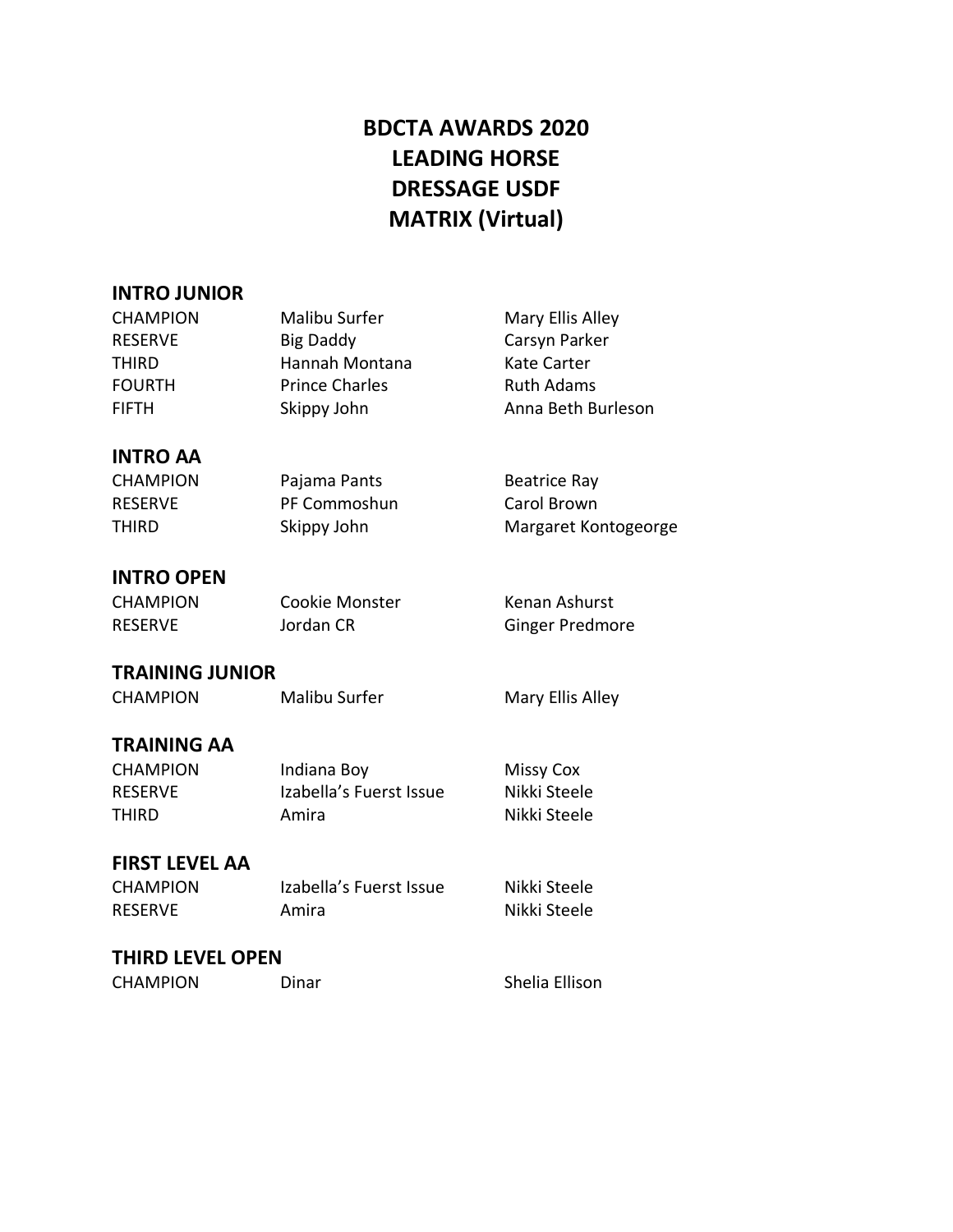# BDCTA AWARDS 2020
# LEADING HORSE
# DRESSAGE USDF
# MATRIX (Virtual)

## INTRO JUNIOR

| | | |
|---|---|---|
| CHAMPION | Malibu Surfer | Mary Ellis Alley |
| RESERVE | Big Daddy | Carsyn Parker |
| THIRD | Hannah Montana | Kate Carter |
| FOURTH | Prince Charles | Ruth Adams |
| FIFTH | Skippy John | Anna Beth Burleson |

## INTRO AA

| | | |
|---|---|---|
| CHAMPION | Pajama Pants | Beatrice Ray |
| RESERVE | PF Commoshun | Carol Brown |
| THIRD | Skippy John | Margaret Kontogeorge |

## INTRO OPEN

| | | |
|---|---|---|
| CHAMPION | Cookie Monster | Kenan Ashurst |
| RESERVE | Jordan CR | Ginger Predmore |

## TRAINING JUNIOR

| | | |
|---|---|---|
| CHAMPION | Malibu Surfer | Mary Ellis Alley |

## TRAINING AA

| | | |
|---|---|---|
| CHAMPION | Indiana Boy | Missy Cox |
| RESERVE | Izabella's Fuerst Issue | Nikki Steele |
| THIRD | Amira | Nikki Steele |

## FIRST LEVEL AA

| | | |
|---|---|---|
| CHAMPION | Izabella's Fuerst Issue | Nikki Steele |
| RESERVE | Amira | Nikki Steele |

## THIRD LEVEL OPEN

| | | |
|---|---|---|
| CHAMPION | Dinar | Shelia Ellison |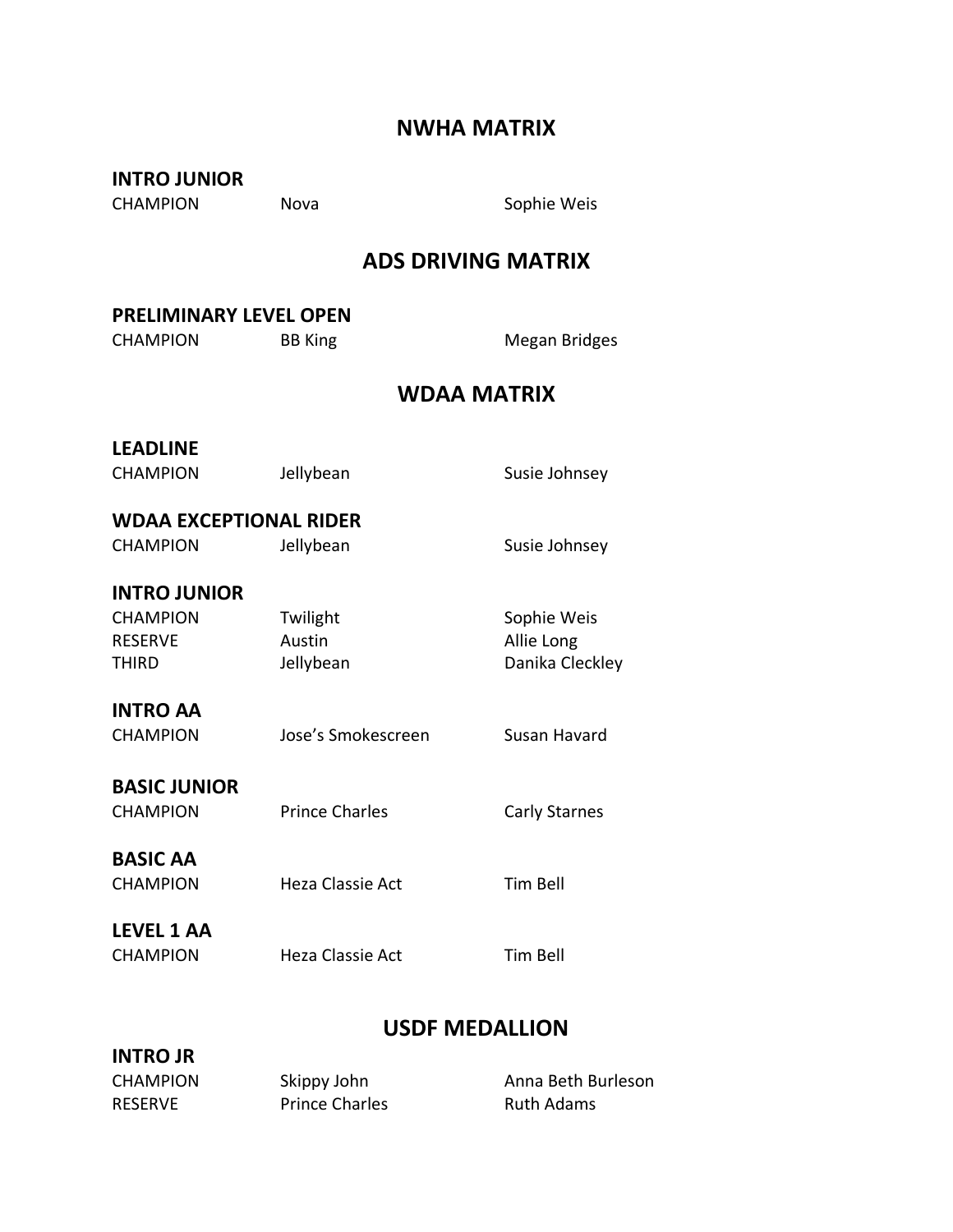## NWHA MATRIX

### INTRO JUNIOR

| | | |
|---|---|---|
| CHAMPION | Nova | Sophie Weis |

## ADS DRIVING MATRIX

### PRELIMINARY LEVEL OPEN

| | | |
|---|---|---|
| CHAMPION | BB King | Megan Bridges |

## WDAA MATRIX

### LEADLINE

| | | |
|---|---|---|
| CHAMPION | Jellybean | Susie Johnsey |

### WDAA EXCEPTIONAL RIDER

| | | |
|---|---|---|
| CHAMPION | Jellybean | Susie Johnsey |

### INTRO JUNIOR

| | | |
|---|---|---|
| CHAMPION | Twilight | Sophie Weis |
| RESERVE | Austin | Allie Long |
| THIRD | Jellybean | Danika Cleckley |

### INTRO AA

| | | |
|---|---|---|
| CHAMPION | Jose's Smokescreen | Susan Havard |

### BASIC JUNIOR

| | | |
|---|---|---|
| CHAMPION | Prince Charles | Carly Starnes |

### BASIC AA

| | | |
|---|---|---|
| CHAMPION | Heza Classie Act | Tim Bell |

### LEVEL 1 AA

| | | |
|---|---|---|
| CHAMPION | Heza Classie Act | Tim Bell |

## USDF MEDALLION

### INTRO JR

| | | |
|---|---|---|
| CHAMPION | Skippy John | Anna Beth Burleson |
| RESERVE | Prince Charles | Ruth Adams |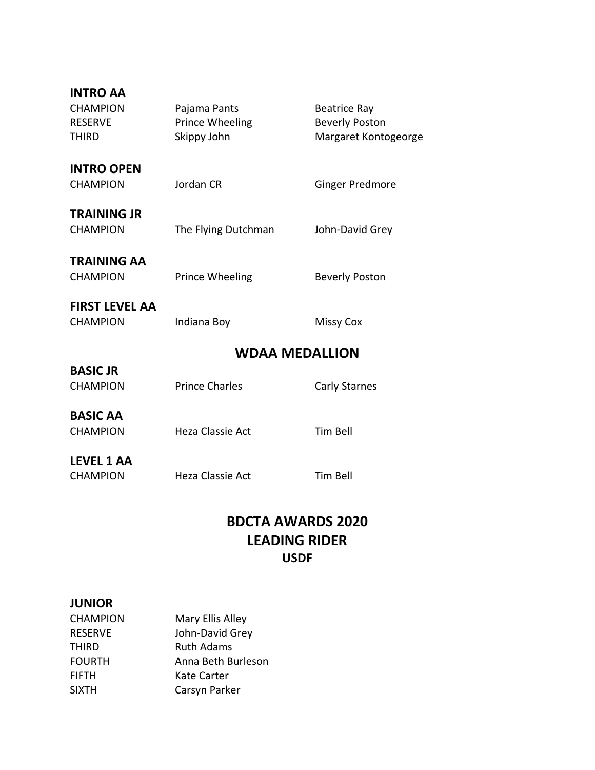### INTRO AA

| | | |
|---|---|---|
| CHAMPION | Pajama Pants | Beatrice Ray |
| RESERVE | Prince Wheeling | Beverly Poston |
| THIRD | Skippy John | Margaret Kontogeorge |

### INTRO OPEN

| | | |
|---|---|---|
| CHAMPION | Jordan CR | Ginger Predmore |

### TRAINING JR

| | | |
|---|---|---|
| CHAMPION | The Flying Dutchman | John-David Grey |

### TRAINING AA

| | | |
|---|---|---|
| CHAMPION | Prince Wheeling | Beverly Poston |

### FIRST LEVEL AA

| | | |
|---|---|---|
| CHAMPION | Indiana Boy | Missy Cox |

## WDAA MEDALLION

### BASIC JR

| | | |
|---|---|---|
| CHAMPION | Prince Charles | Carly Starnes |

### BASIC AA

| | | |
|---|---|---|
| CHAMPION | Heza Classie Act | Tim Bell |

### LEVEL 1 AA

| | | |
|---|---|---|
| CHAMPION | Heza Classie Act | Tim Bell |

## BDCTA AWARDS 2020
## LEADING RIDER
### USDF

### JUNIOR

| | |
|---|---|
| CHAMPION | Mary Ellis Alley |
| RESERVE | John-David Grey |
| THIRD | Ruth Adams |
| FOURTH | Anna Beth Burleson |
| FIFTH | Kate Carter |
| SIXTH | Carsyn Parker |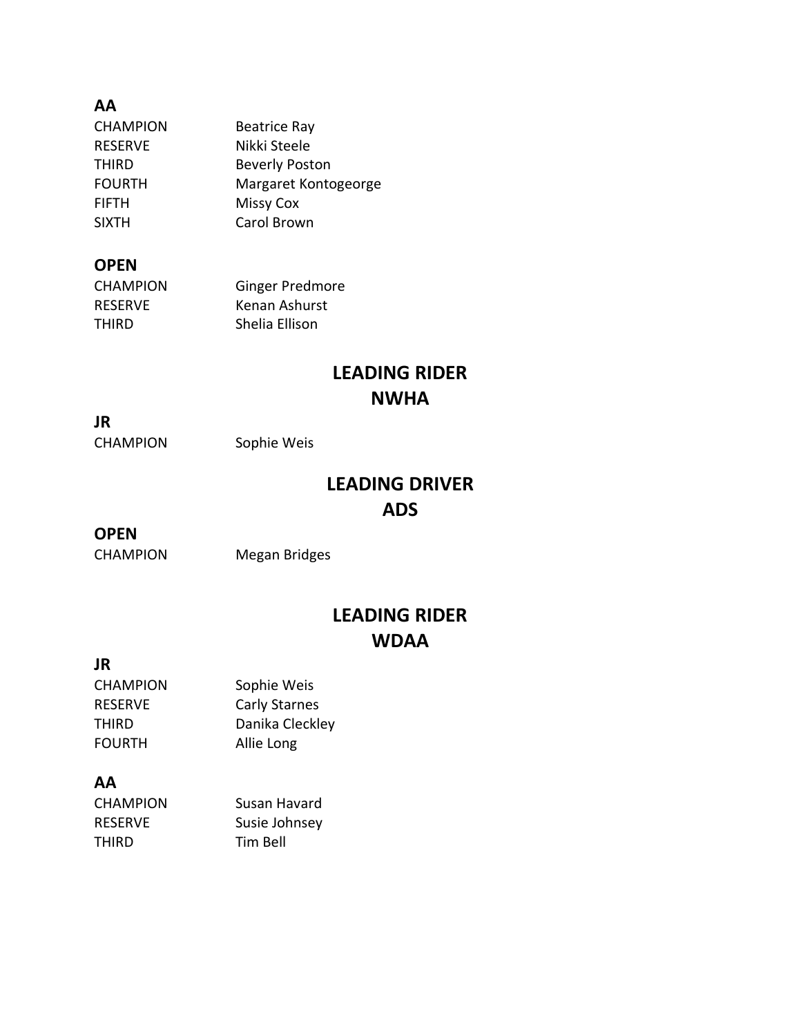**AA**

| | |
|---|---|
| CHAMPION | Beatrice Ray |
| RESERVE | Nikki Steele |
| THIRD | Beverly Poston |
| FOURTH | Margaret Kontogeorge |
| FIFTH | Missy Cox |
| SIXTH | Carol Brown |

**OPEN**

| | |
|---|---|
| CHAMPION | Ginger Predmore |
| RESERVE | Kenan Ashurst |
| THIRD | Shelia Ellison |

## LEADING RIDER
## NWHA

**JR**

| | |
|---|---|
| CHAMPION | Sophie Weis |

## LEADING DRIVER
## ADS

**OPEN**

| | |
|---|---|
| CHAMPION | Megan Bridges |

## LEADING RIDER
## WDAA

**JR**

| | |
|---|---|
| CHAMPION | Sophie Weis |
| RESERVE | Carly Starnes |
| THIRD | Danika Cleckley |
| FOURTH | Allie Long |

**AA**

| | |
|---|---|
| CHAMPION | Susan Havard |
| RESERVE | Susie Johnsey |
| THIRD | Tim Bell |